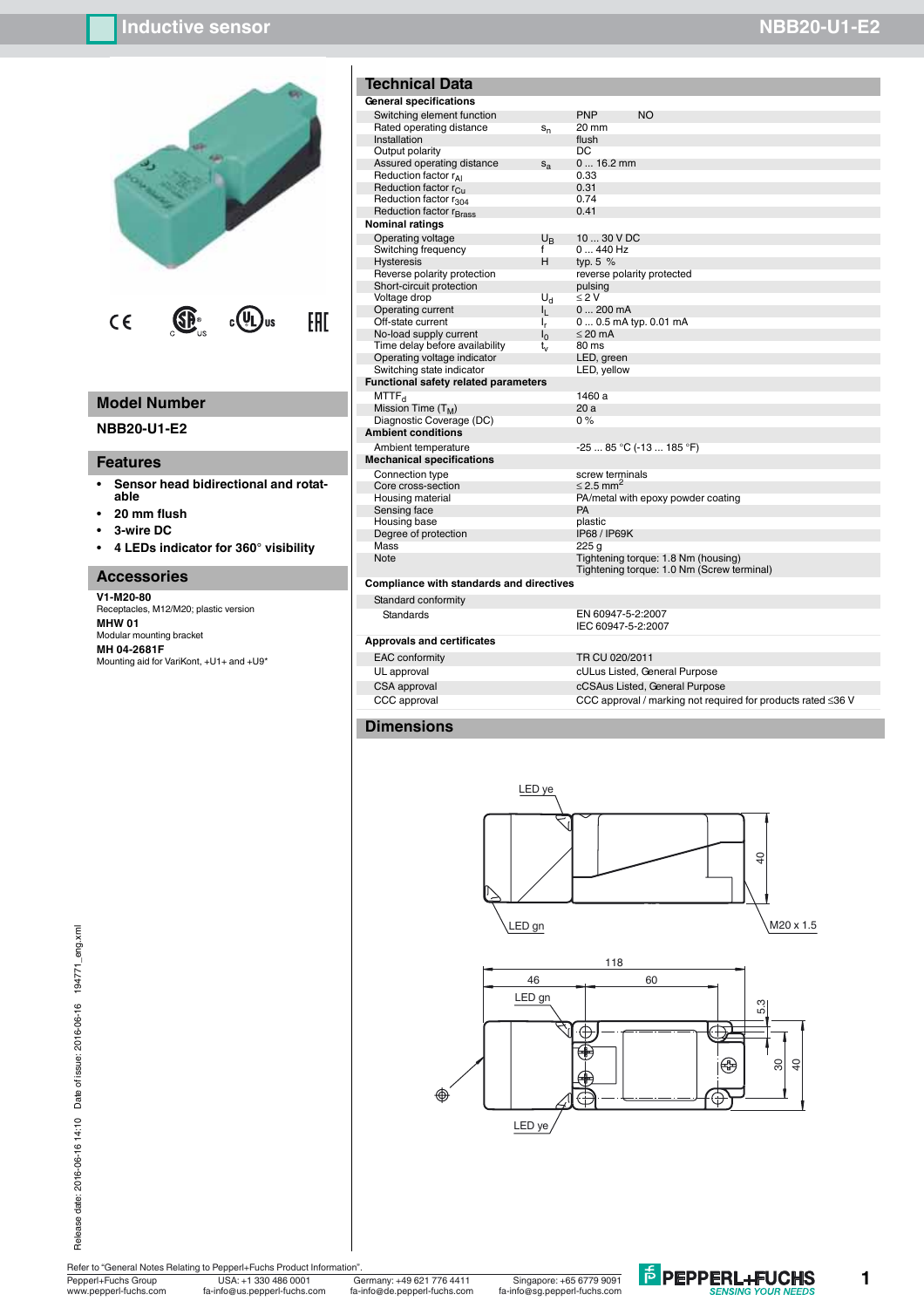# Inductive sensor NBB20-U1-E2

## Model Number

NBB20-U1-E2

## Features

- **Sensor head bidirectional and rotatable**
- **20 mm flush**
- **3-wire DC**
- **4 LEDs indicator for 360° visibility**

## Accessories

**V1-M20-80**
Receptacles, M12/M20; plastic version

**MHW 01**
Modular mounting bracket

**MH 04-2681F**
Mounting aid for VariKont, +U1+ and +U9*

## Technical Data

| | | |
|---|---|---|
| **General specifications** | | |
| Switching element function | | PNP NO |
| Rated operating distance | $s_n$ | 20 mm |
| Installation | | flush |
| Output polarity | | DC |
| Assured operating distance | $s_a$ | 0 ... 16.2 mm |
| Reduction factor $r_{Al}$ | | 0.33 |
| Reduction factor $r_{Cu}$ | | 0.31 |
| Reduction factor $r_{304}$ | | 0.74 |
| Reduction factor $r_{Brass}$ | | 0.41 |
| **Nominal ratings** | | |
| Operating voltage | $U_B$ | 10 ... 30 V DC |
| Switching frequency | f | 0 ... 440 Hz |
| Hysteresis | H | typ. 5 % |
| Reverse polarity protection | | reverse polarity protected |
| Short-circuit protection | | pulsing |
| Voltage drop | $U_d$ | ≤ 2 V |
| Operating current | $I_L$ | 0 ... 200 mA |
| Off-state current | $I_r$ | 0 ... 0.5 mA typ. 0.01 mA |
| No-load supply current | $I_0$ | ≤ 20 mA |
| Time delay before availability | $t_v$ | 80 ms |
| Operating voltage indicator | | LED, green |
| Switching state indicator | | LED, yellow |
| **Functional safety related parameters** | | |
| $MTTF_d$ | | 1460 a |
| Mission Time ($T_M$) | | 20 a |
| Diagnostic Coverage (DC) | | 0 % |
| **Ambient conditions** | | |
| Ambient temperature | | -25 ... 85 °C (-13 ... 185 °F) |
| **Mechanical specifications** | | |
| Connection type | | screw terminals |
| Core cross-section | | ≤ 2.5 $mm^2$ |
| Housing material | | PA/metal with epoxy powder coating |
| Sensing face | | PA |
| Housing base | | plastic |
| Degree of protection | | IP68 / IP69K |
| Mass | | 225 g |
| Note | | Tightening torque: 1.8 Nm (housing)<br>Tightening torque: 1.0 Nm (Screw terminal) |
| **Compliance with standards and directives** | | |
| Standard conformity | | |
| Standards | | EN 60947-5-2:2007<br>IEC 60947-5-2:2007 |
| **Approvals and certificates** | | |
| EAC conformity | | TR CU 020/2011 |
| UL approval | | cULus Listed, General Purpose |
| CSA approval | | cCSAus Listed, General Purpose |
| CCC approval | | CCC approval / marking not required for products rated ≤36 V |

## Dimensions

LED ye, LED gn, 40, M20 x 1.5

118, 46, 60, LED gn, LED ye, 5.3, 30, 40

Release date: 2016-06-16 14:10 Date of issue: 2016-06-16 194771_eng.xml

Refer to "General Notes Relating to Pepperl+Fuchs Product Information".
Pepperl+Fuchs Group www.pepperl-fuchs.com | USA: +1 330 486 0001 fa-info@us.pepperl-fuchs.com | Germany: +49 621 776 4111 fa-info@de.pepperl-fuchs.com | Singapore: +65 6779 9091 fa-info@sg.pepperl-fuchs.com

PEPPERL+FUCHS SENSING YOUR NEEDS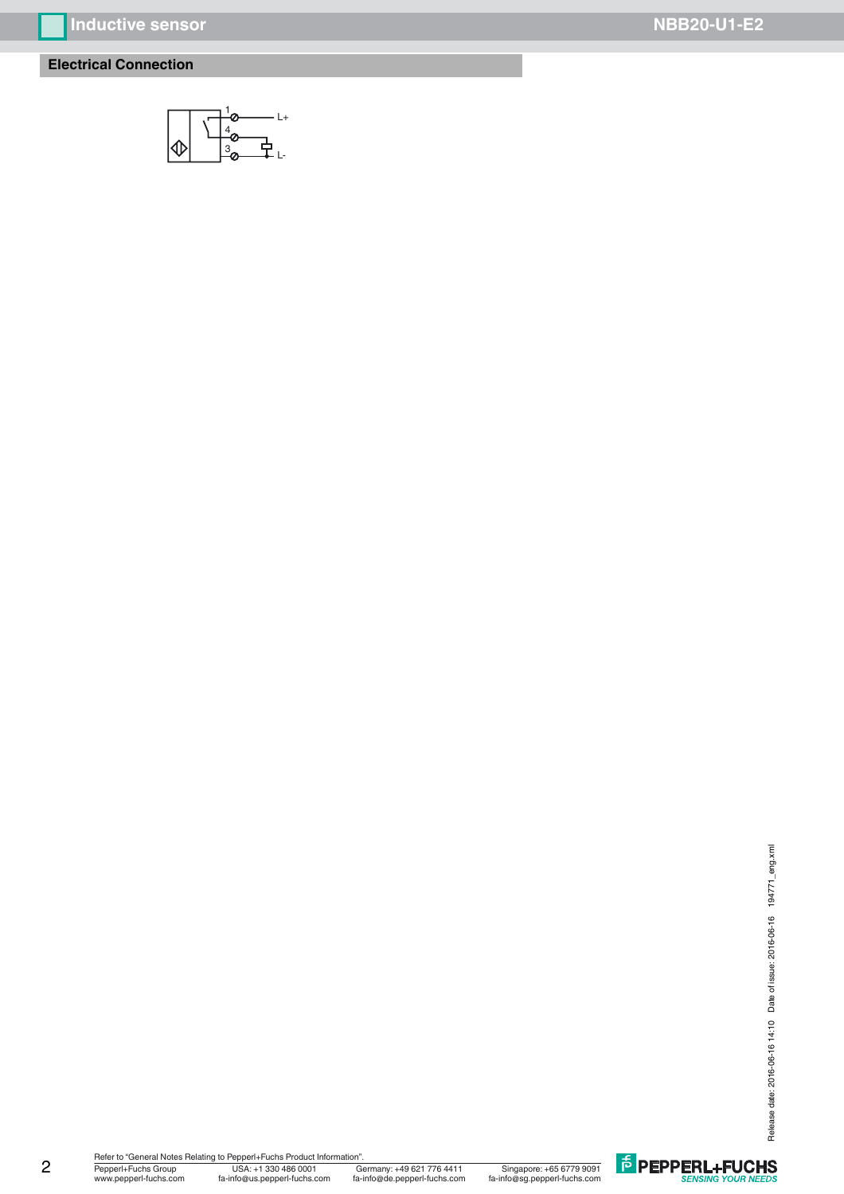## Electrical Connection

1
L+
4
3
L-

Release date: 2016-06-16 14:10 Date of issue: 2016-06-16 194771_eng.xml

Refer to "General Notes Relating to Pepperl+Fuchs Product Information".

Pepperl+Fuchs Group
www.pepperl-fuchs.com

USA: +1 330 486 0001
fa-info@us.pepperl-fuchs.com

Germany: +49 621 776 4411
fa-info@de.pepperl-fuchs.com

Singapore: +65 6779 9091
fa-info@sg.pepperl-fuchs.com

PEPPERL+FUCHS
SENSING YOUR NEEDS